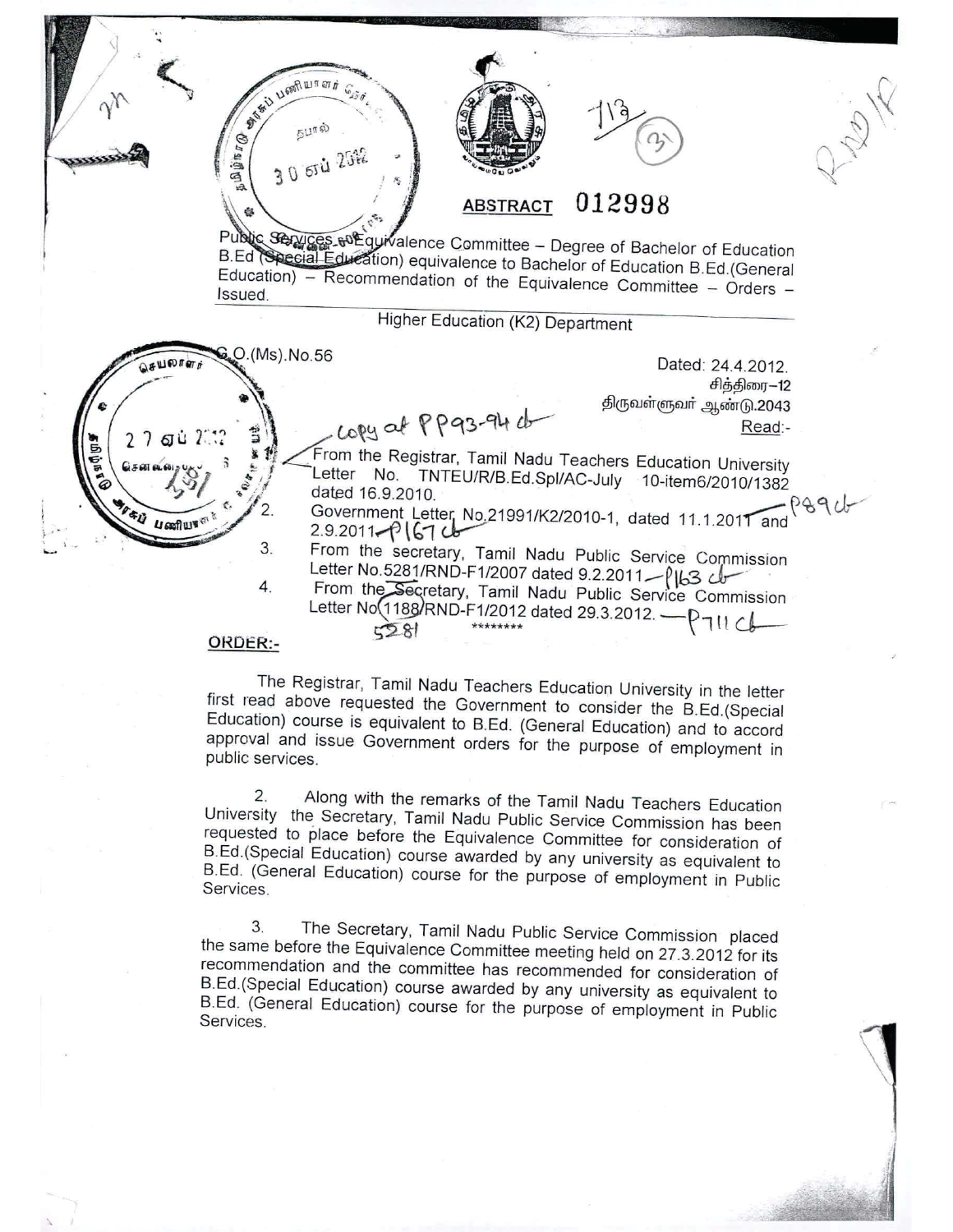## ABSTRACT 012998

Public Services – Equivalence Committee – Degree of Bachelor of Education B.Ed (Special Education) equivalence to Bachelor of Education B.Ed.(General Education) – Recommendation of the Equivalence Committee – Orders – Issued.

Higher Education (K2) Department

G.O.(Ms).No.56

Dated: 24.4.2012.
சித்திரை–12
திருவள்ளுவர் ஆண்டு.2043

Read:-

1. From the Registrar, Tamil Nadu Teachers Education University Letter No. TNTEU/R/B.Ed.Spl/AC-July 10-item6/2010/1382 dated 16.9.2010.
2. Government Letter No.21991/K2/2010-1, dated 11.1.2011 and 2.9.2011.
3. From the secretary, Tamil Nadu Public Service Commission Letter No.5281/RND-F1/2007 dated 9.2.2011.
4. From the Secretary, Tamil Nadu Public Service Commission Letter No.1188/RND-F1/2012 dated 29.3.2012.

\*\*\*\*\*\*\*\*

### ORDER:-

The Registrar, Tamil Nadu Teachers Education University in the letter first read above requested the Government to consider the B.Ed.(Special Education) course is equivalent to B.Ed. (General Education) and to accord approval and issue Government orders for the purpose of employment in public services.

2. Along with the remarks of the Tamil Nadu Teachers Education University the Secretary, Tamil Nadu Public Service Commission has been requested to place before the Equivalence Committee for consideration of B.Ed.(Special Education) course awarded by any university as equivalent to B.Ed. (General Education) course for the purpose of employment in Public Services.

3. The Secretary, Tamil Nadu Public Service Commission placed the same before the Equivalence Committee meeting held on 27.3.2012 for its recommendation and the committee has recommended for consideration of B.Ed.(Special Education) course awarded by any university as equivalent to B.Ed. (General Education) course for the purpose of employment in Public Services.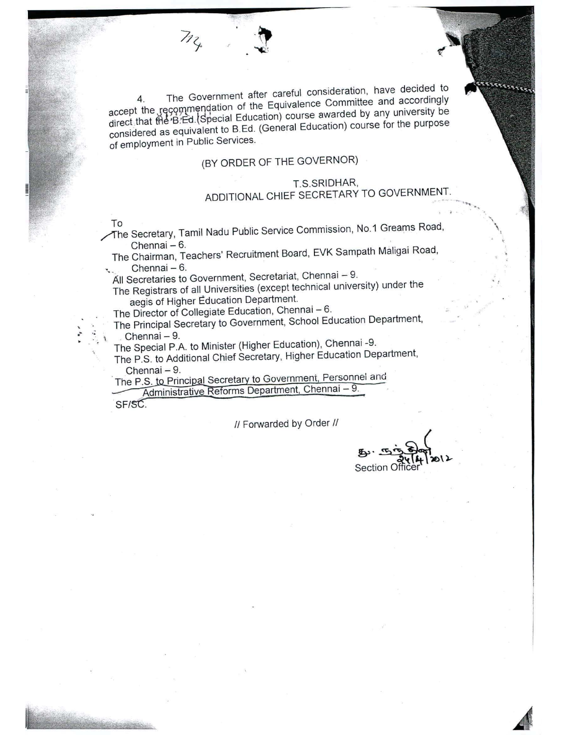4. The Government after careful consideration, have decided to accept the recommendation of the Equivalence Committee and accordingly direct that the B.Ed.(Special Education) course awarded by any university be considered as equivalent to B.Ed. (General Education) course for the purpose of employment in Public Services.

(BY ORDER OF THE GOVERNOR)

T.S.SRIDHAR,
ADDITIONAL CHIEF SECRETARY TO GOVERNMENT.

To
The Secretary, Tamil Nadu Public Service Commission, No.1 Greams Road, Chennai – 6.
The Chairman, Teachers' Recruitment Board, EVK Sampath Maligai Road, Chennai – 6.
All Secretaries to Government, Secretariat, Chennai – 9.
The Registrars of all Universities (except technical university) under the aegis of Higher Education Department.
The Director of Collegiate Education, Chennai – 6.
The Principal Secretary to Government, School Education Department, Chennai – 9.
The Special P.A. to Minister (Higher Education), Chennai -9.
The P.S. to Additional Chief Secretary, Higher Education Department, Chennai – 9.
The P.S. to Principal Secretary to Government, Personnel and Administrative Reforms Department, Chennai – 9.
SF/SC.

// Forwarded by Order //

24/4/2012
Section Officer